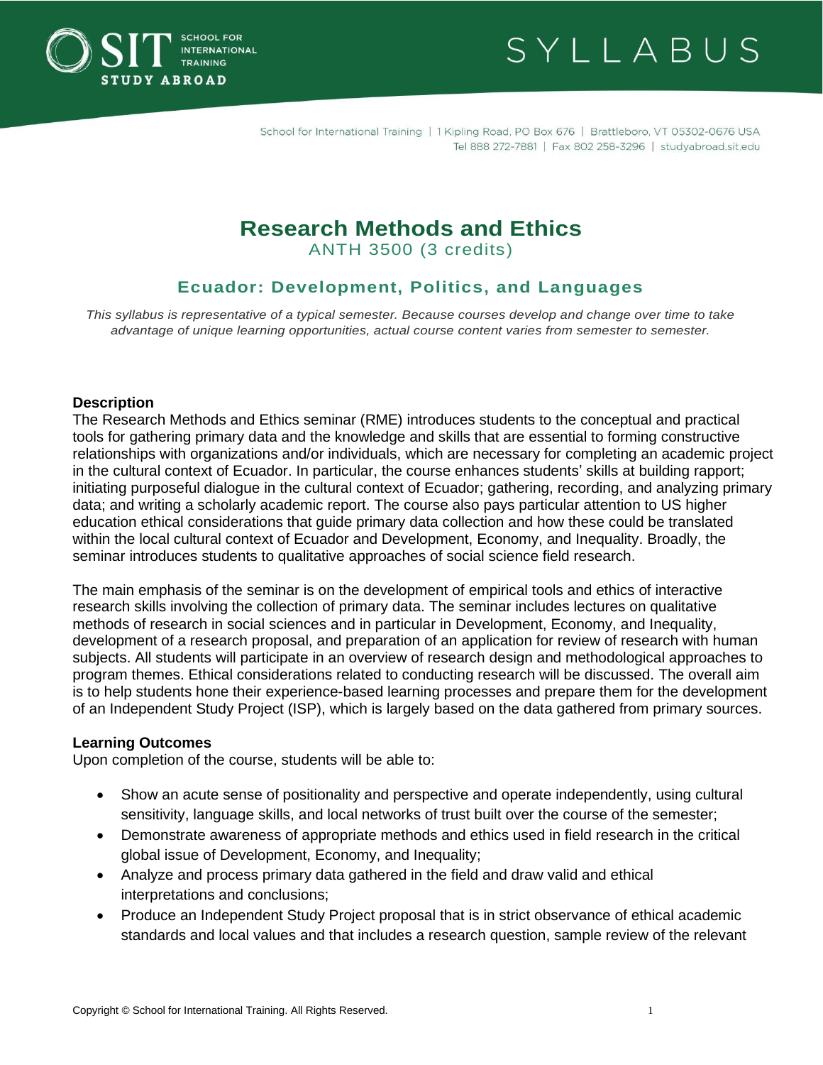# Research Methods and Ethics

ANTH 3500 (3 credits)

## Ecuador: Development, Politics, and Languages

*This syllabus is representative of a typical semester. Because courses develop and change over time to take advantage of unique learning opportunities, actual course content varies from semester to semester.*

### Description

The Research Methods and Ethics seminar (RME) introduces students to the conceptual and practical tools for gathering primary data and the knowledge and skills that are essential to forming constructive relationships with organizations and/or individuals, which are necessary for completing an academic project in the cultural context of Ecuador. In particular, the course enhances students' skills at building rapport; initiating purposeful dialogue in the cultural context of Ecuador; gathering, recording, and analyzing primary data; and writing a scholarly academic report. The course also pays particular attention to US higher education ethical considerations that guide primary data collection and how these could be translated within the local cultural context of Ecuador and Development, Economy, and Inequality. Broadly, the seminar introduces students to qualitative approaches of social science field research.

The main emphasis of the seminar is on the development of empirical tools and ethics of interactive research skills involving the collection of primary data. The seminar includes lectures on qualitative methods of research in social sciences and in particular in Development, Economy, and Inequality, development of a research proposal, and preparation of an application for review of research with human subjects. All students will participate in an overview of research design and methodological approaches to program themes. Ethical considerations related to conducting research will be discussed. The overall aim is to help students hone their experience-based learning processes and prepare them for the development of an Independent Study Project (ISP), which is largely based on the data gathered from primary sources.

### Learning Outcomes

Upon completion of the course, students will be able to:

- Show an acute sense of positionality and perspective and operate independently, using cultural sensitivity, language skills, and local networks of trust built over the course of the semester;
- Demonstrate awareness of appropriate methods and ethics used in field research in the critical global issue of Development, Economy, and Inequality;
- Analyze and process primary data gathered in the field and draw valid and ethical interpretations and conclusions;
- Produce an Independent Study Project proposal that is in strict observance of ethical academic standards and local values and that includes a research question, sample review of the relevant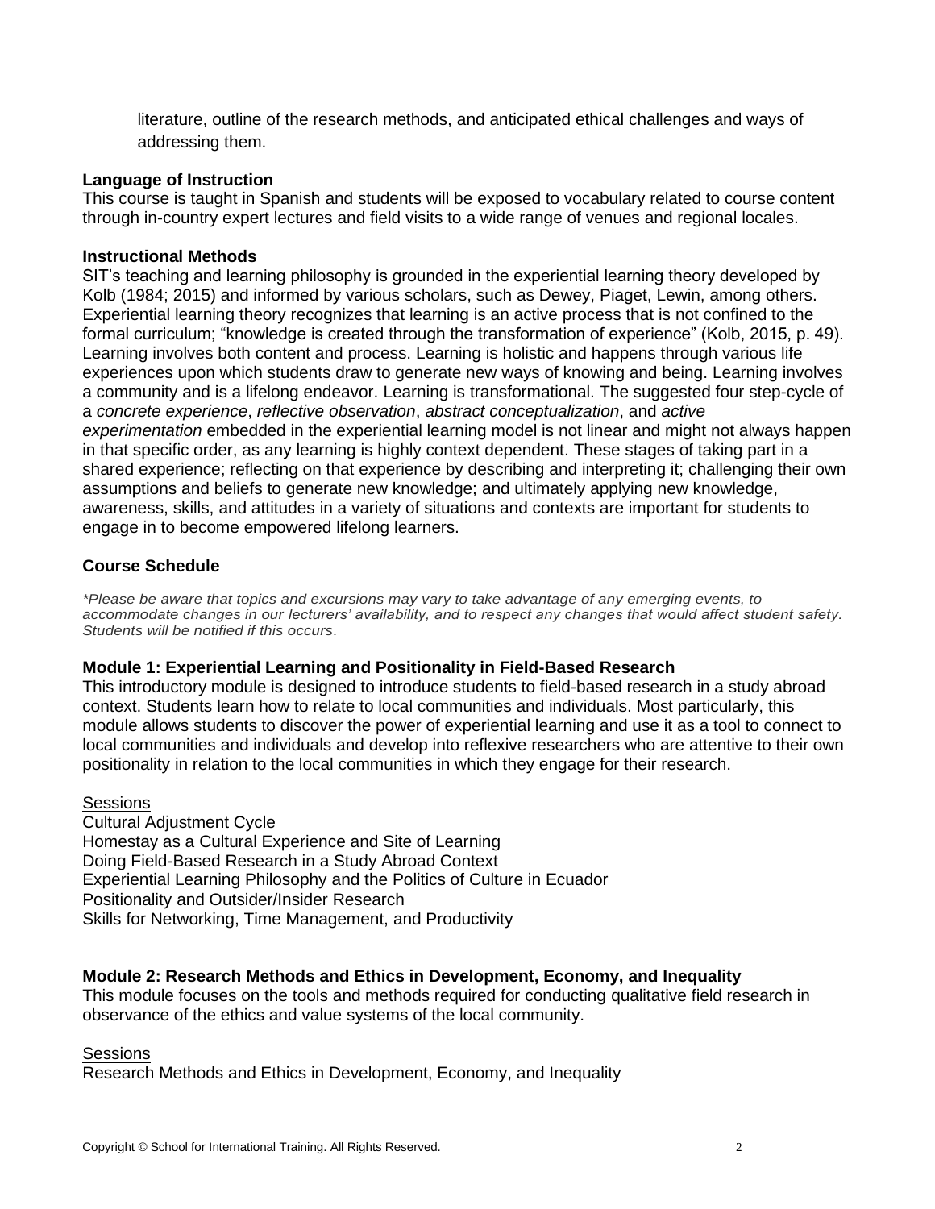literature, outline of the research methods, and anticipated ethical challenges and ways of addressing them.

**Language of Instruction**

This course is taught in Spanish and students will be exposed to vocabulary related to course content through in-country expert lectures and field visits to a wide range of venues and regional locales.

**Instructional Methods**

SIT's teaching and learning philosophy is grounded in the experiential learning theory developed by Kolb (1984; 2015) and informed by various scholars, such as Dewey, Piaget, Lewin, among others. Experiential learning theory recognizes that learning is an active process that is not confined to the formal curriculum; "knowledge is created through the transformation of experience" (Kolb, 2015, p. 49). Learning involves both content and process. Learning is holistic and happens through various life experiences upon which students draw to generate new ways of knowing and being. Learning involves a community and is a lifelong endeavor. Learning is transformational. The suggested four step-cycle of a *concrete experience*, *reflective observation*, *abstract conceptualization*, and *active experimentation* embedded in the experiential learning model is not linear and might not always happen in that specific order, as any learning is highly context dependent. These stages of taking part in a shared experience; reflecting on that experience by describing and interpreting it; challenging their own assumptions and beliefs to generate new knowledge; and ultimately applying new knowledge, awareness, skills, and attitudes in a variety of situations and contexts are important for students to engage in to become empowered lifelong learners.

## Course Schedule

*\*Please be aware that topics and excursions may vary to take advantage of any emerging events, to accommodate changes in our lecturers' availability, and to respect any changes that would affect student safety. Students will be notified if this occurs.*

### Module 1: Experiential Learning and Positionality in Field-Based Research

This introductory module is designed to introduce students to field-based research in a study abroad context. Students learn how to relate to local communities and individuals. Most particularly, this module allows students to discover the power of experiential learning and use it as a tool to connect to local communities and individuals and develop into reflexive researchers who are attentive to their own positionality in relation to the local communities in which they engage for their research.

<u>Sessions</u>

Cultural Adjustment Cycle
Homestay as a Cultural Experience and Site of Learning
Doing Field-Based Research in a Study Abroad Context
Experiential Learning Philosophy and the Politics of Culture in Ecuador
Positionality and Outsider/Insider Research
Skills for Networking, Time Management, and Productivity

### Module 2: Research Methods and Ethics in Development, Economy, and Inequality

This module focuses on the tools and methods required for conducting qualitative field research in observance of the ethics and value systems of the local community.

<u>Sessions</u>

Research Methods and Ethics in Development, Economy, and Inequality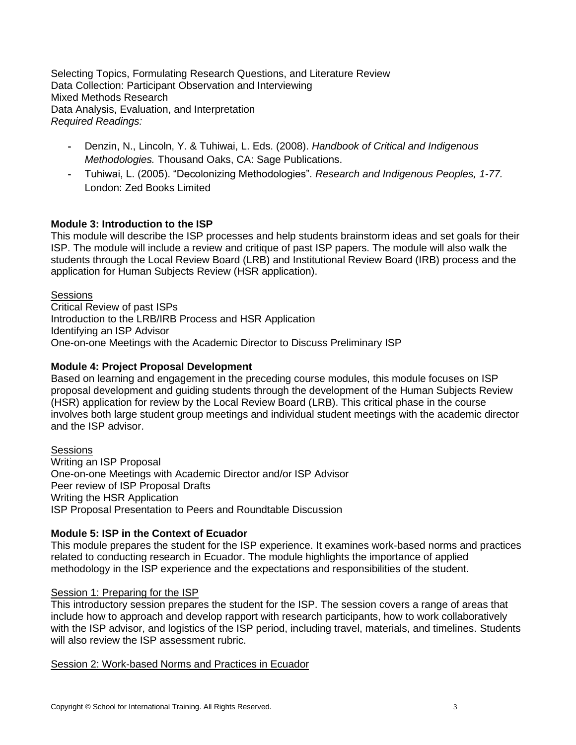Selecting Topics, Formulating Research Questions, and Literature Review
Data Collection: Participant Observation and Interviewing
Mixed Methods Research
Data Analysis, Evaluation, and Interpretation
*Required Readings:*

- Denzin, N., Lincoln, Y. & Tuhiwai, L. Eds. (2008). *Handbook of Critical and Indigenous Methodologies.* Thousand Oaks, CA: Sage Publications.
- Tuhiwai, L. (2005). "Decolonizing Methodologies". *Research and Indigenous Peoples, 1-77.* London: Zed Books Limited

**Module 3: Introduction to the ISP**
This module will describe the ISP processes and help students brainstorm ideas and set goals for their ISP. The module will include a review and critique of past ISP papers. The module will also walk the students through the Local Review Board (LRB) and Institutional Review Board (IRB) process and the application for Human Subjects Review (HSR application).

<u>Sessions</u>
Critical Review of past ISPs
Introduction to the LRB/IRB Process and HSR Application
Identifying an ISP Advisor
One-on-one Meetings with the Academic Director to Discuss Preliminary ISP

**Module 4: Project Proposal Development**
Based on learning and engagement in the preceding course modules, this module focuses on ISP proposal development and guiding students through the development of the Human Subjects Review (HSR) application for review by the Local Review Board (LRB). This critical phase in the course involves both large student group meetings and individual student meetings with the academic director and the ISP advisor.

<u>Sessions</u>
Writing an ISP Proposal
One-on-one Meetings with Academic Director and/or ISP Advisor
Peer review of ISP Proposal Drafts
Writing the HSR Application
ISP Proposal Presentation to Peers and Roundtable Discussion

**Module 5: ISP in the Context of Ecuador**
This module prepares the student for the ISP experience. It examines work-based norms and practices related to conducting research in Ecuador. The module highlights the importance of applied methodology in the ISP experience and the expectations and responsibilities of the student.

<u>Session 1: Preparing for the ISP</u>
This introductory session prepares the student for the ISP. The session covers a range of areas that include how to approach and develop rapport with research participants, how to work collaboratively with the ISP advisor, and logistics of the ISP period, including travel, materials, and timelines. Students will also review the ISP assessment rubric.

<u>Session 2: Work-based Norms and Practices in Ecuador</u>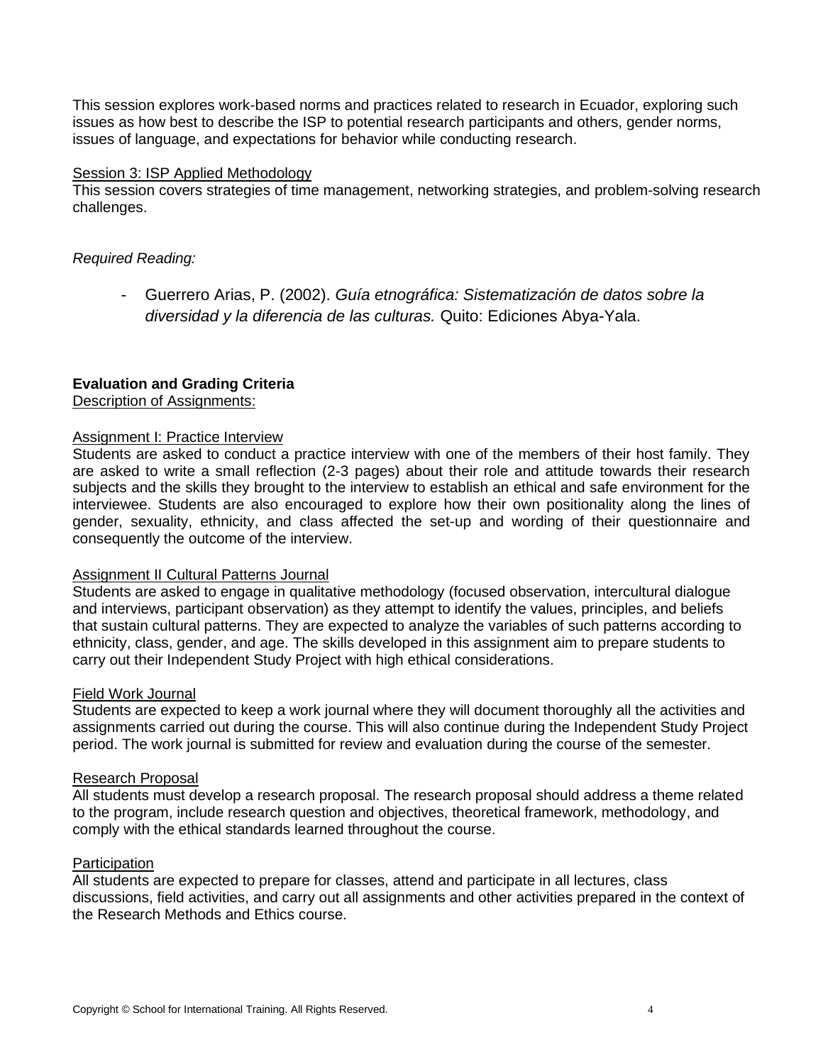This session explores work-based norms and practices related to research in Ecuador, exploring such issues as how best to describe the ISP to potential research participants and others, gender norms, issues of language, and expectations for behavior while conducting research.

Session 3: ISP Applied Methodology
This session covers strategies of time management, networking strategies, and problem-solving research challenges.

*Required Reading:*

- Guerrero Arias, P. (2002). *Guía etnográfica: Sistematización de datos sobre la diversidad y la diferencia de las culturas.* Quito: Ediciones Abya-Yala.

**Evaluation and Grading Criteria**

Description of Assignments:

Assignment I: Practice Interview
Students are asked to conduct a practice interview with one of the members of their host family. They are asked to write a small reflection (2-3 pages) about their role and attitude towards their research subjects and the skills they brought to the interview to establish an ethical and safe environment for the interviewee. Students are also encouraged to explore how their own positionality along the lines of gender, sexuality, ethnicity, and class affected the set-up and wording of their questionnaire and consequently the outcome of the interview.

Assignment II Cultural Patterns Journal
Students are asked to engage in qualitative methodology (focused observation, intercultural dialogue and interviews, participant observation) as they attempt to identify the values, principles, and beliefs that sustain cultural patterns. They are expected to analyze the variables of such patterns according to ethnicity, class, gender, and age. The skills developed in this assignment aim to prepare students to carry out their Independent Study Project with high ethical considerations.

Field Work Journal
Students are expected to keep a work journal where they will document thoroughly all the activities and assignments carried out during the course. This will also continue during the Independent Study Project period. The work journal is submitted for review and evaluation during the course of the semester.

Research Proposal
All students must develop a research proposal. The research proposal should address a theme related to the program, include research question and objectives, theoretical framework, methodology, and comply with the ethical standards learned throughout the course.

Participation
All students are expected to prepare for classes, attend and participate in all lectures, class discussions, field activities, and carry out all assignments and other activities prepared in the context of the Research Methods and Ethics course.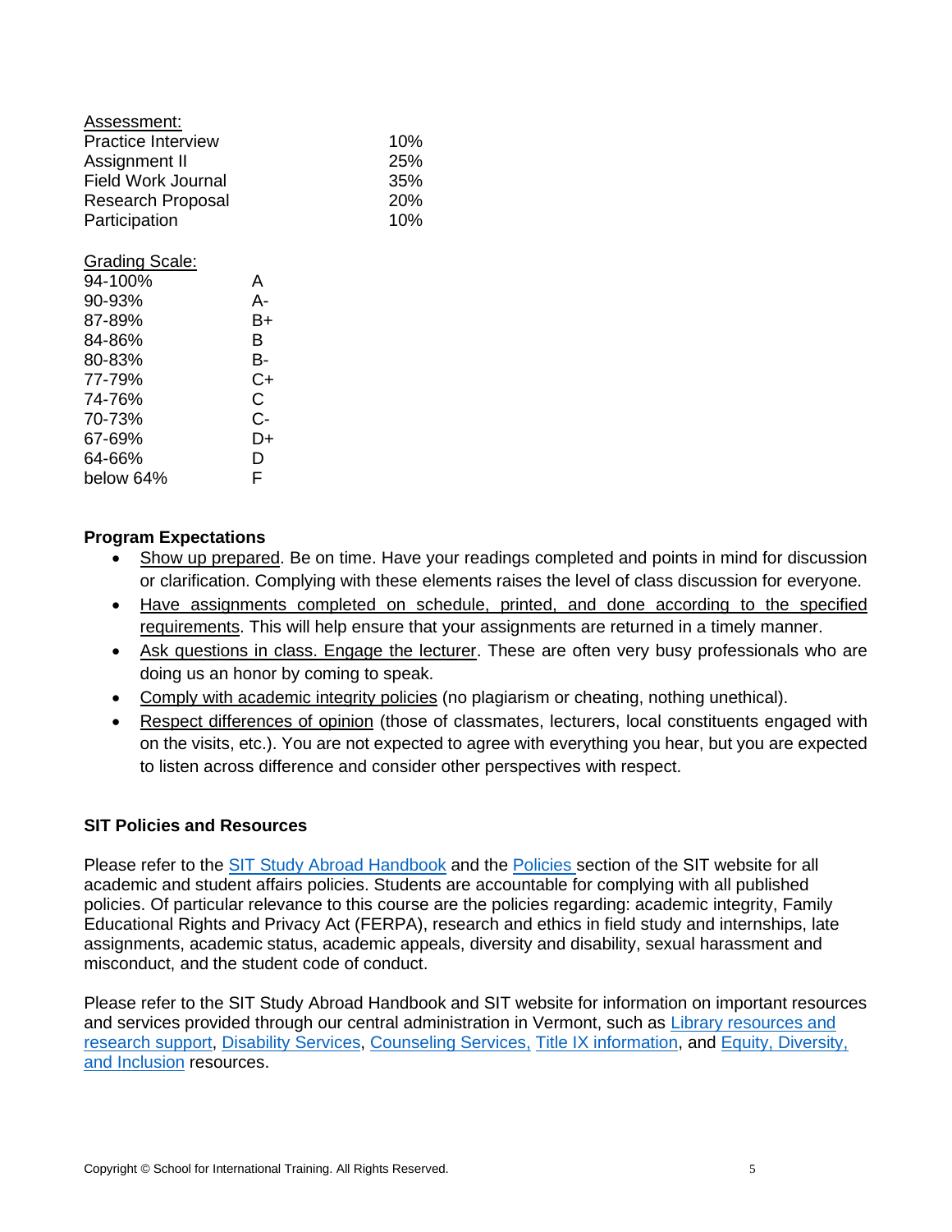Assessment:

| | |
|---|---|
| Practice Interview | 10% |
| Assignment II | 25% |
| Field Work Journal | 35% |
| Research Proposal | 20% |
| Participation | 10% |

Grading Scale:

| | |
|---|---|
| 94-100% | A |
| 90-93% | A- |
| 87-89% | B+ |
| 84-86% | B |
| 80-83% | B- |
| 77-79% | C+ |
| 74-76% | C |
| 70-73% | C- |
| 67-69% | D+ |
| 64-66% | D |
| below 64% | F |

**Program Expectations**

- Show up prepared. Be on time. Have your readings completed and points in mind for discussion or clarification. Complying with these elements raises the level of class discussion for everyone.
- Have assignments completed on schedule, printed, and done according to the specified requirements. This will help ensure that your assignments are returned in a timely manner.
- Ask questions in class. Engage the lecturer. These are often very busy professionals who are doing us an honor by coming to speak.
- Comply with academic integrity policies (no plagiarism or cheating, nothing unethical).
- Respect differences of opinion (those of classmates, lecturers, local constituents engaged with on the visits, etc.). You are not expected to agree with everything you hear, but you are expected to listen across difference and consider other perspectives with respect.

**SIT Policies and Resources**

Please refer to the SIT Study Abroad Handbook and the Policies section of the SIT website for all academic and student affairs policies. Students are accountable for complying with all published policies. Of particular relevance to this course are the policies regarding: academic integrity, Family Educational Rights and Privacy Act (FERPA), research and ethics in field study and internships, late assignments, academic status, academic appeals, diversity and disability, sexual harassment and misconduct, and the student code of conduct.

Please refer to the SIT Study Abroad Handbook and SIT website for information on important resources and services provided through our central administration in Vermont, such as Library resources and research support, Disability Services, Counseling Services, Title IX information, and Equity, Diversity, and Inclusion resources.